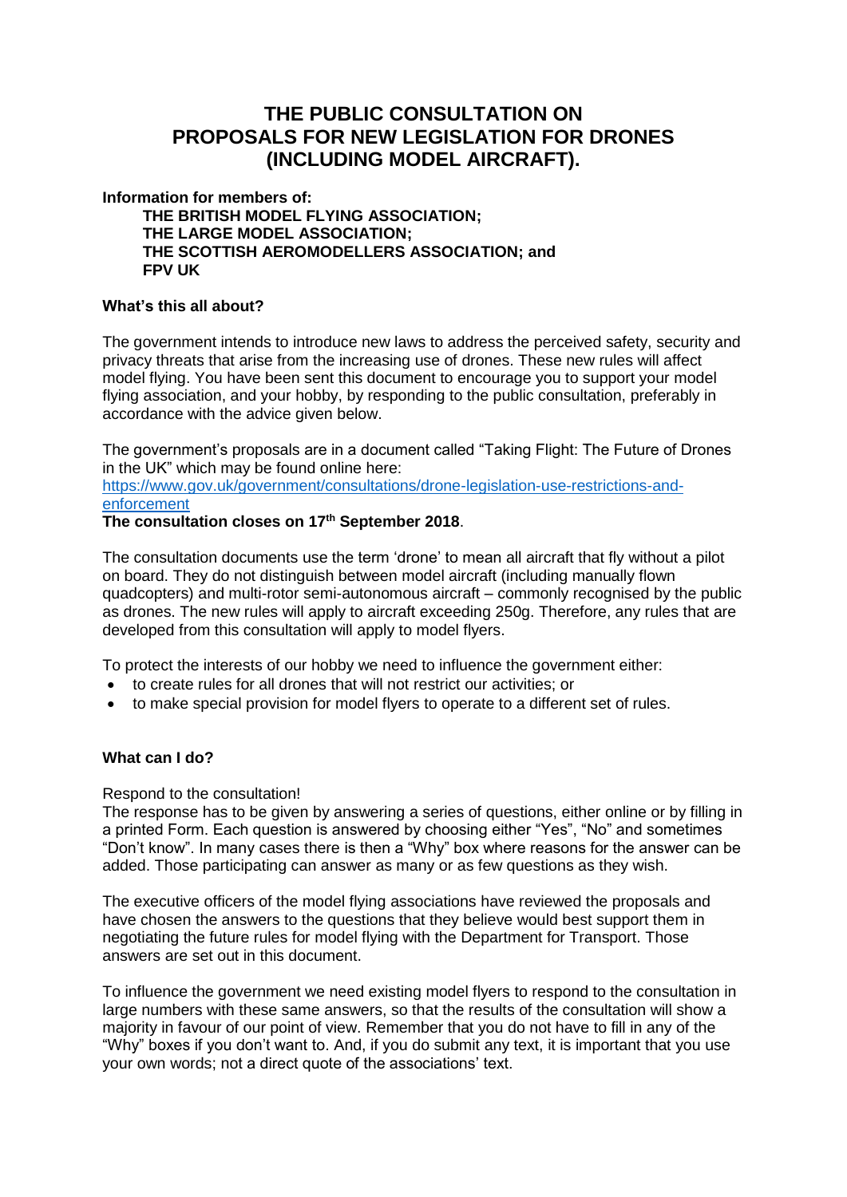# THE PUBLIC CONSULTATION ON PROPOSALS FOR NEW LEGISLATION FOR DRONES (INCLUDING MODEL AIRCRAFT).

**Information for members of:**

**THE BRITISH MODEL FLYING ASSOCIATION;**
**THE LARGE MODEL ASSOCIATION;**
**THE SCOTTISH AEROMODELLERS ASSOCIATION; and**
**FPV UK**

**What's this all about?**

The government intends to introduce new laws to address the perceived safety, security and privacy threats that arise from the increasing use of drones. These new rules will affect model flying. You have been sent this document to encourage you to support your model flying association, and your hobby, by responding to the public consultation, preferably in accordance with the advice given below.

The government's proposals are in a document called "Taking Flight: The Future of Drones in the UK" which may be found online here:
https://www.gov.uk/government/consultations/drone-legislation-use-restrictions-and-enforcement

**The consultation closes on 17th September 2018**.

The consultation documents use the term 'drone' to mean all aircraft that fly without a pilot on board. They do not distinguish between model aircraft (including manually flown quadcopters) and multi-rotor semi-autonomous aircraft – commonly recognised by the public as drones. The new rules will apply to aircraft exceeding 250g. Therefore, any rules that are developed from this consultation will apply to model flyers.

To protect the interests of our hobby we need to influence the government either:

- to create rules for all drones that will not restrict our activities; or
- to make special provision for model flyers to operate to a different set of rules.

**What can I do?**

Respond to the consultation!

The response has to be given by answering a series of questions, either online or by filling in a printed Form. Each question is answered by choosing either "Yes", "No" and sometimes "Don't know". In many cases there is then a "Why" box where reasons for the answer can be added. Those participating can answer as many or as few questions as they wish.

The executive officers of the model flying associations have reviewed the proposals and have chosen the answers to the questions that they believe would best support them in negotiating the future rules for model flying with the Department for Transport. Those answers are set out in this document.

To influence the government we need existing model flyers to respond to the consultation in large numbers with these same answers, so that the results of the consultation will show a majority in favour of our point of view. Remember that you do not have to fill in any of the "Why" boxes if you don't want to. And, if you do submit any text, it is important that you use your own words; not a direct quote of the associations' text.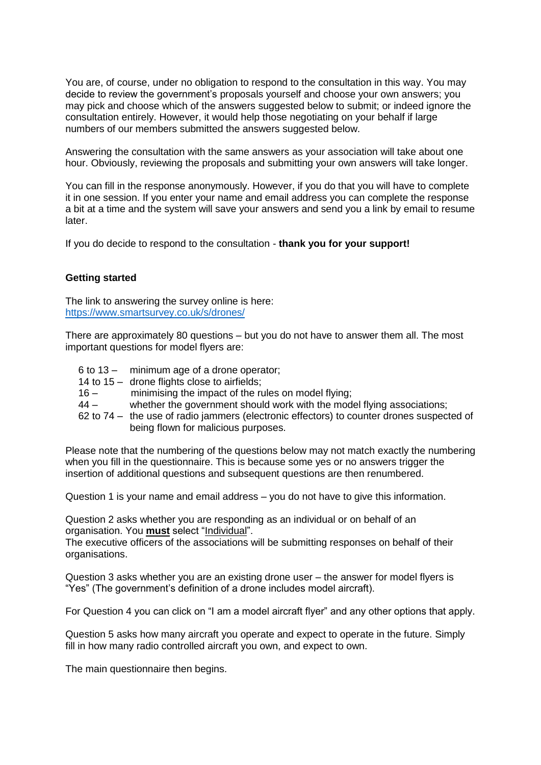You are, of course, under no obligation to respond to the consultation in this way. You may decide to review the government's proposals yourself and choose your own answers; you may pick and choose which of the answers suggested below to submit; or indeed ignore the consultation entirely. However, it would help those negotiating on your behalf if large numbers of our members submitted the answers suggested below.

Answering the consultation with the same answers as your association will take about one hour. Obviously, reviewing the proposals and submitting your own answers will take longer.

You can fill in the response anonymously. However, if you do that you will have to complete it in one session. If you enter your name and email address you can complete the response a bit at a time and the system will save your answers and send you a link by email to resume later.

If you do decide to respond to the consultation - **thank you for your support!**

**Getting started**

The link to answering the survey online is here:
[https://www.smartsurvey.co.uk/s/drones/](https://www.smartsurvey.co.uk/s/drones/)

There are approximately 80 questions – but you do not have to answer them all. The most important questions for model flyers are:

- 6 to 13 – minimum age of a drone operator;
- 14 to 15 – drone flights close to airfields;
- 16 – minimising the impact of the rules on model flying;
- 44 – whether the government should work with the model flying associations;
- 62 to 74 – the use of radio jammers (electronic effectors) to counter drones suspected of being flown for malicious purposes.

Please note that the numbering of the questions below may not match exactly the numbering when you fill in the questionnaire. This is because some yes or no answers trigger the insertion of additional questions and subsequent questions are then renumbered.

Question 1 is your name and email address – you do not have to give this information.

Question 2 asks whether you are responding as an individual or on behalf of an organisation. You **must** select "Individual".
The executive officers of the associations will be submitting responses on behalf of their organisations.

Question 3 asks whether you are an existing drone user – the answer for model flyers is "Yes" (The government's definition of a drone includes model aircraft).

For Question 4 you can click on "I am a model aircraft flyer" and any other options that apply.

Question 5 asks how many aircraft you operate and expect to operate in the future. Simply fill in how many radio controlled aircraft you own, and expect to own.

The main questionnaire then begins.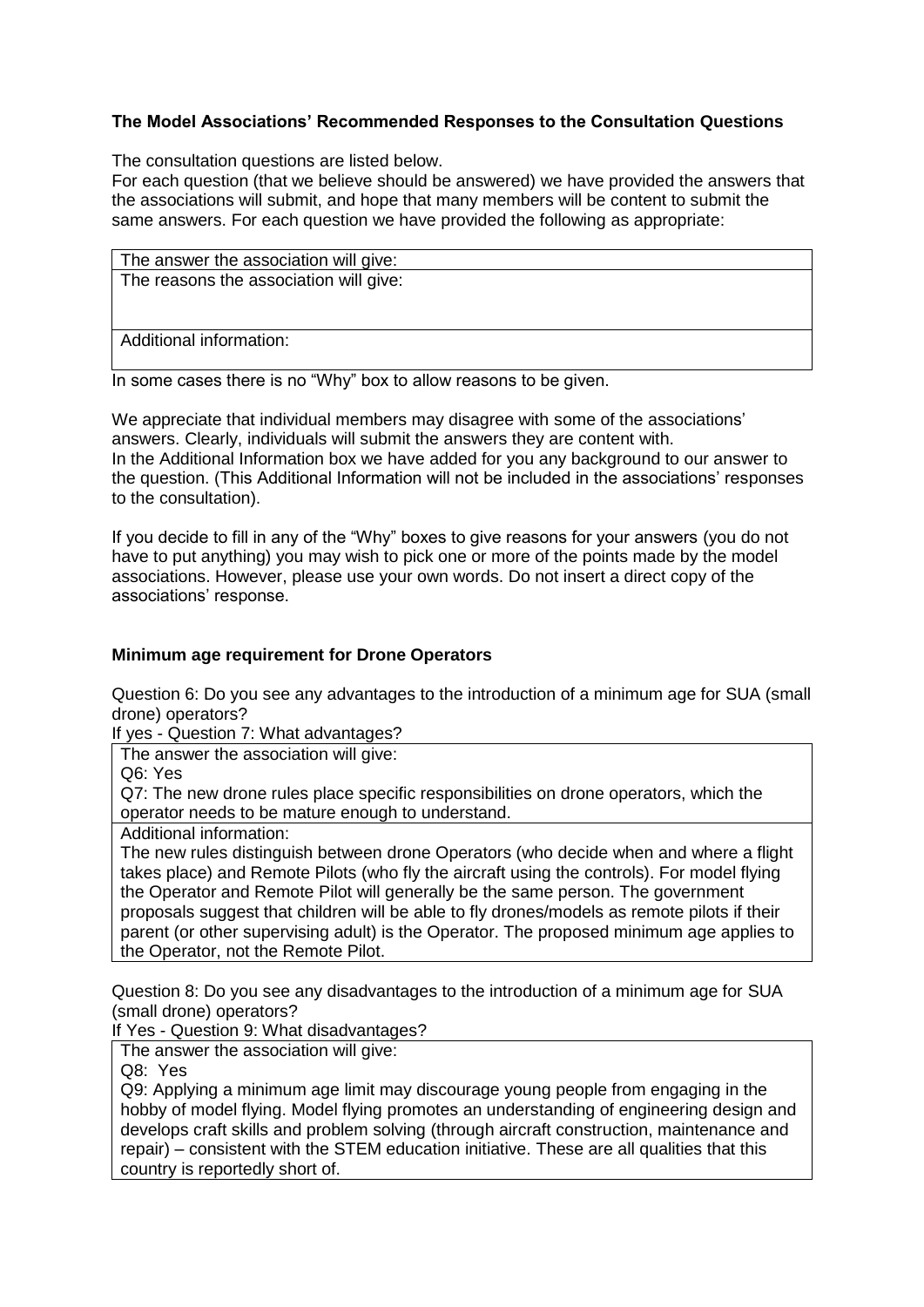**The Model Associations' Recommended Responses to the Consultation Questions**

The consultation questions are listed below.
For each question (that we believe should be answered) we have provided the answers that the associations will submit, and hope that many members will be content to submit the same answers. For each question we have provided the following as appropriate:

| The answer the association will give: |
|---|
| The reasons the association will give: |
| Additional information: |

In some cases there is no "Why" box to allow reasons to be given.

We appreciate that individual members may disagree with some of the associations' answers. Clearly, individuals will submit the answers they are content with.
In the Additional Information box we have added for you any background to our answer to the question. (This Additional Information will not be included in the associations' responses to the consultation).

If you decide to fill in any of the "Why" boxes to give reasons for your answers (you do not have to put anything) you may wish to pick one or more of the points made by the model associations. However, please use your own words. Do not insert a direct copy of the associations' response.

**Minimum age requirement for Drone Operators**

Question 6: Do you see any advantages to the introduction of a minimum age for SUA (small drone) operators?
If yes - Question 7: What advantages?

| The answer the association will give:<br>Q6: Yes<br>Q7: The new drone rules place specific responsibilities on drone operators, which the operator needs to be mature enough to understand. |
|---|
| Additional information:<br>The new rules distinguish between drone Operators (who decide when and where a flight takes place) and Remote Pilots (who fly the aircraft using the controls). For model flying the Operator and Remote Pilot will generally be the same person. The government proposals suggest that children will be able to fly drones/models as remote pilots if their parent (or other supervising adult) is the Operator. The proposed minimum age applies to the Operator, not the Remote Pilot. |

Question 8: Do you see any disadvantages to the introduction of a minimum age for SUA (small drone) operators?
If Yes - Question 9: What disadvantages?

| The answer the association will give:<br>Q8: Yes<br>Q9: Applying a minimum age limit may discourage young people from engaging in the hobby of model flying. Model flying promotes an understanding of engineering design and develops craft skills and problem solving (through aircraft construction, maintenance and repair) – consistent with the STEM education initiative. These are all qualities that this country is reportedly short of. |
|---|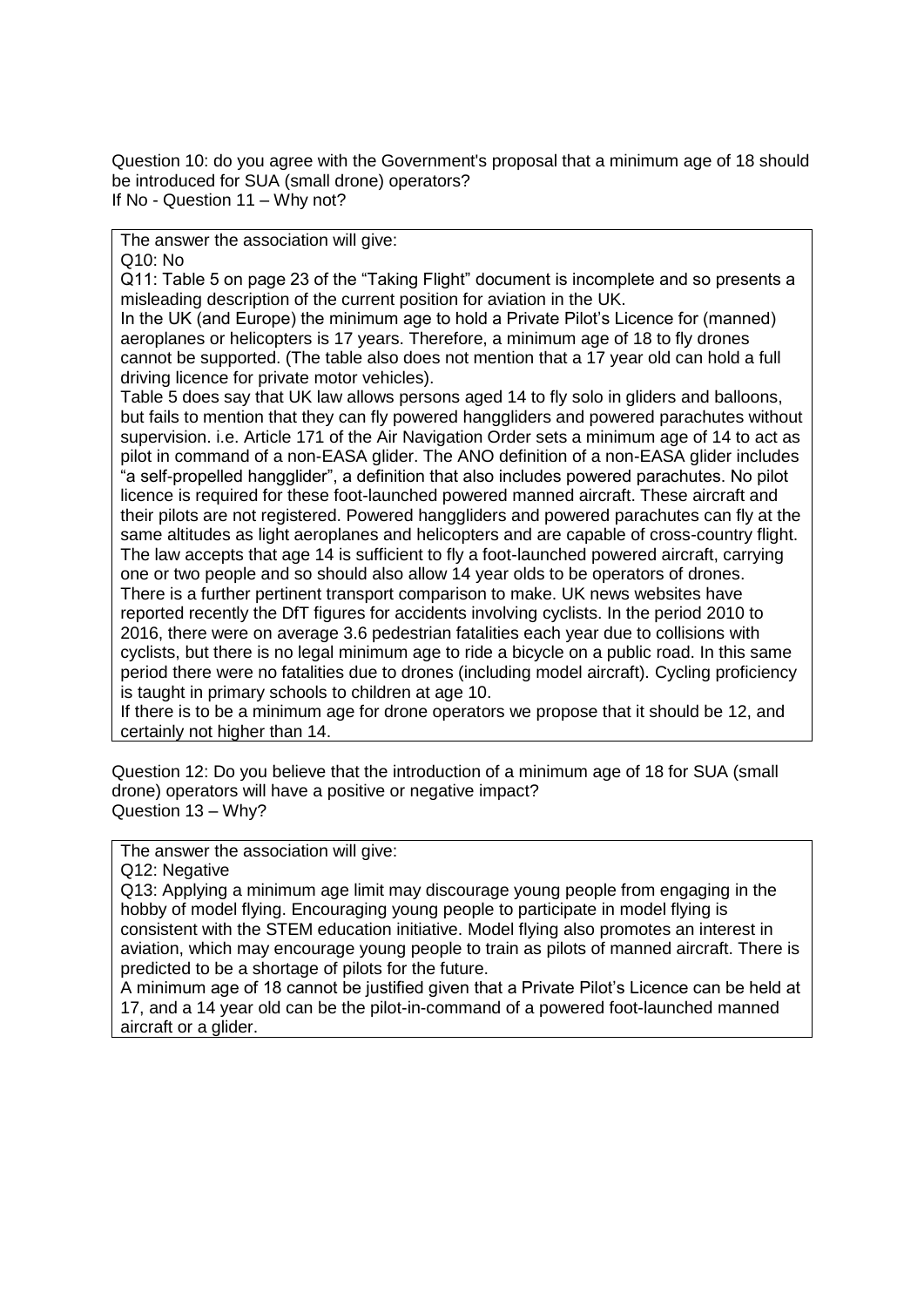Question 10: do you agree with the Government's proposal that a minimum age of 18 should be introduced for SUA (small drone) operators?
If No - Question 11 – Why not?

> The answer the association will give:
>
> Q10: No
>
> Q11: Table 5 on page 23 of the "Taking Flight" document is incomplete and so presents a misleading description of the current position for aviation in the UK.
>
> In the UK (and Europe) the minimum age to hold a Private Pilot's Licence for (manned) aeroplanes or helicopters is 17 years. Therefore, a minimum age of 18 to fly drones cannot be supported. (The table also does not mention that a 17 year old can hold a full driving licence for private motor vehicles).
>
> Table 5 does say that UK law allows persons aged 14 to fly solo in gliders and balloons, but fails to mention that they can fly powered hanggliders and powered parachutes without supervision. i.e. Article 171 of the Air Navigation Order sets a minimum age of 14 to act as pilot in command of a non-EASA glider. The ANO definition of a non-EASA glider includes "a self-propelled hangglider", a definition that also includes powered parachutes. No pilot licence is required for these foot-launched powered manned aircraft. These aircraft and their pilots are not registered. Powered hanggliders and powered parachutes can fly at the same altitudes as light aeroplanes and helicopters and are capable of cross-country flight. The law accepts that age 14 is sufficient to fly a foot-launched powered aircraft, carrying one or two people and so should also allow 14 year olds to be operators of drones.
>
> There is a further pertinent transport comparison to make. UK news websites have reported recently the DfT figures for accidents involving cyclists. In the period 2010 to 2016, there were on average 3.6 pedestrian fatalities each year due to collisions with cyclists, but there is no legal minimum age to ride a bicycle on a public road. In this same period there were no fatalities due to drones (including model aircraft). Cycling proficiency is taught in primary schools to children at age 10.
>
> If there is to be a minimum age for drone operators we propose that it should be 12, and certainly not higher than 14.

Question 12: Do you believe that the introduction of a minimum age of 18 for SUA (small drone) operators will have a positive or negative impact?
Question 13 – Why?

> The answer the association will give:
>
> Q12: Negative
>
> Q13: Applying a minimum age limit may discourage young people from engaging in the hobby of model flying. Encouraging young people to participate in model flying is consistent with the STEM education initiative. Model flying also promotes an interest in aviation, which may encourage young people to train as pilots of manned aircraft. There is predicted to be a shortage of pilots for the future.
>
> A minimum age of 18 cannot be justified given that a Private Pilot's Licence can be held at 17, and a 14 year old can be the pilot-in-command of a powered foot-launched manned aircraft or a glider.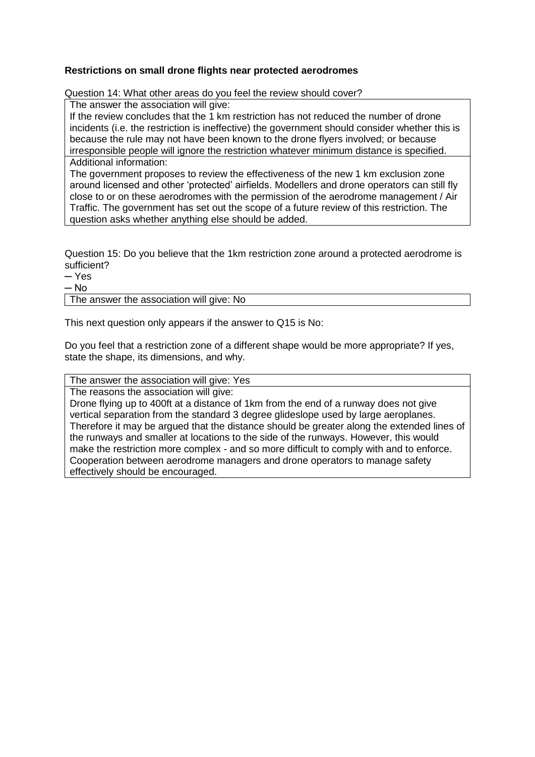**Restrictions on small drone flights near protected aerodromes**

Question 14: What other areas do you feel the review should cover?

| The answer the association will give: If the review concludes that the 1 km restriction has not reduced the number of drone incidents (i.e. the restriction is ineffective) the government should consider whether this is because the rule may not have been known to the drone flyers involved; or because irresponsible people will ignore the restriction whatever minimum distance is specified. |
|---|
| Additional information: The government proposes to review the effectiveness of the new 1 km exclusion zone around licensed and other 'protected' airfields. Modellers and drone operators can still fly close to or on these aerodromes with the permission of the aerodrome management / Air Traffic. The government has set out the scope of a future review of this restriction. The question asks whether anything else should be added. |

Question 15: Do you believe that the 1km restriction zone around a protected aerodrome is sufficient?

- Yes
- No

| The answer the association will give: No |
|---|

This next question only appears if the answer to Q15 is No:

Do you feel that a restriction zone of a different shape would be more appropriate? If yes, state the shape, its dimensions, and why.

| The answer the association will give: Yes |
|---|
| The reasons the association will give: Drone flying up to 400ft at a distance of 1km from the end of a runway does not give vertical separation from the standard 3 degree glideslope used by large aeroplanes. Therefore it may be argued that the distance should be greater along the extended lines of the runways and smaller at locations to the side of the runways. However, this would make the restriction more complex - and so more difficult to comply with and to enforce. Cooperation between aerodrome managers and drone operators to manage safety effectively should be encouraged. |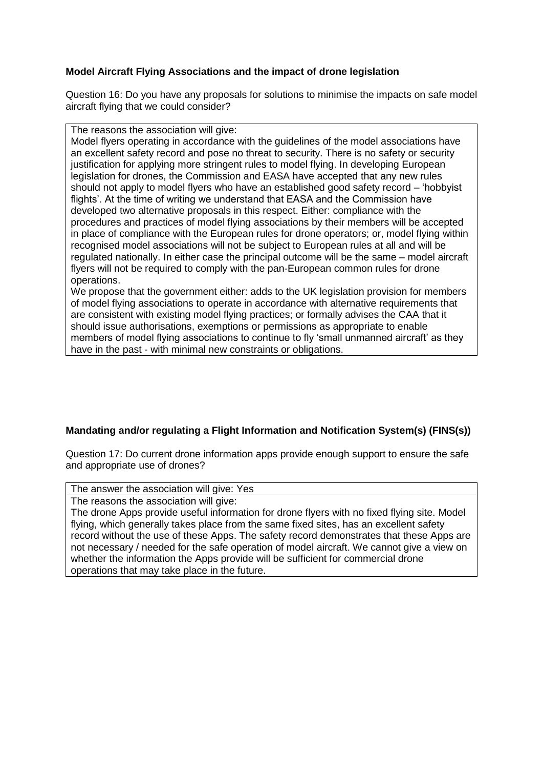**Model Aircraft Flying Associations and the impact of drone legislation**

Question 16: Do you have any proposals for solutions to minimise the impacts on safe model aircraft flying that we could consider?

| The reasons the association will give: Model flyers operating in accordance with the guidelines of the model associations have an excellent safety record and pose no threat to security. There is no safety or security justification for applying more stringent rules to model flying. In developing European legislation for drones, the Commission and EASA have accepted that any new rules should not apply to model flyers who have an established good safety record – 'hobbyist flights'. At the time of writing we understand that EASA and the Commission have developed two alternative proposals in this respect. Either: compliance with the procedures and practices of model flying associations by their members will be accepted in place of compliance with the European rules for drone operators; or, model flying within recognised model associations will not be subject to European rules at all and will be regulated nationally. In either case the principal outcome will be the same – model aircraft flyers will not be required to comply with the pan-European common rules for drone operations.<br>We propose that the government either: adds to the UK legislation provision for members of model flying associations to operate in accordance with alternative requirements that are consistent with existing model flying practices; or formally advises the CAA that it should issue authorisations, exemptions or permissions as appropriate to enable members of model flying associations to continue to fly 'small unmanned aircraft' as they have in the past - with minimal new constraints or obligations. |
|---|

**Mandating and/or regulating a Flight Information and Notification System(s) (FINS(s))**

Question 17: Do current drone information apps provide enough support to ensure the safe and appropriate use of drones?

| The answer the association will give: Yes |
|---|
| The reasons the association will give: The drone Apps provide useful information for drone flyers with no fixed flying site. Model flying, which generally takes place from the same fixed sites, has an excellent safety record without the use of these Apps. The safety record demonstrates that these Apps are not necessary / needed for the safe operation of model aircraft. We cannot give a view on whether the information the Apps provide will be sufficient for commercial drone operations that may take place in the future. |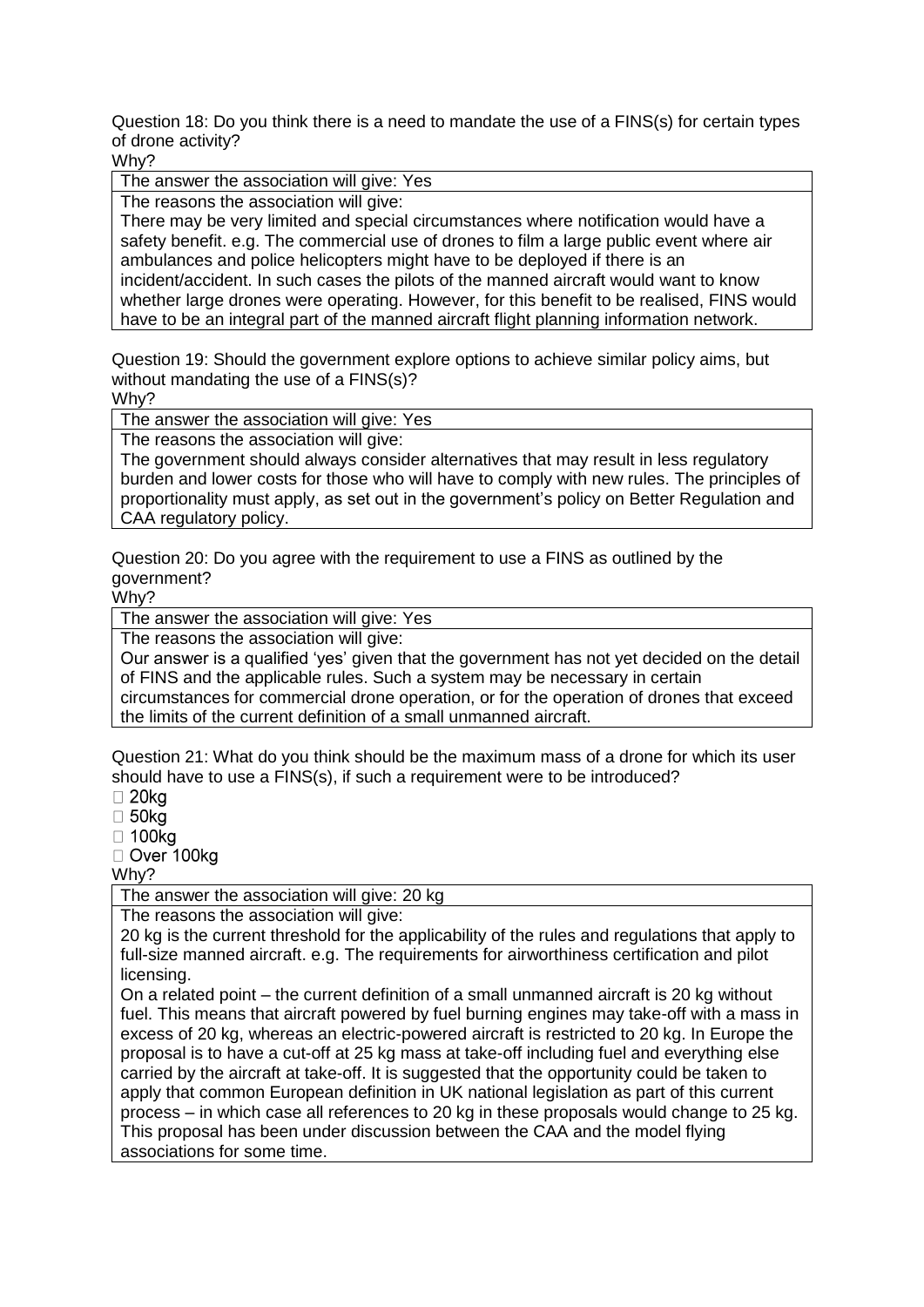Question 18: Do you think there is a need to mandate the use of a FINS(s) for certain types of drone activity?

Why?

| The answer the association will give: Yes |
|---|
| The reasons the association will give: There may be very limited and special circumstances where notification would have a safety benefit. e.g. The commercial use of drones to film a large public event where air ambulances and police helicopters might have to be deployed if there is an incident/accident. In such cases the pilots of the manned aircraft would want to know whether large drones were operating. However, for this benefit to be realised, FINS would have to be an integral part of the manned aircraft flight planning information network. |

Question 19: Should the government explore options to achieve similar policy aims, but without mandating the use of a FINS(s)?

Why?

| The answer the association will give: Yes |
|---|
| The reasons the association will give: The government should always consider alternatives that may result in less regulatory burden and lower costs for those who will have to comply with new rules. The principles of proportionality must apply, as set out in the government's policy on Better Regulation and CAA regulatory policy. |

Question 20: Do you agree with the requirement to use a FINS as outlined by the government?

Why?

| The answer the association will give: Yes |
|---|
| The reasons the association will give: Our answer is a qualified 'yes' given that the government has not yet decided on the detail of FINS and the applicable rules. Such a system may be necessary in certain circumstances for commercial drone operation, or for the operation of drones that exceed the limits of the current definition of a small unmanned aircraft. |

Question 21: What do you think should be the maximum mass of a drone for which its user should have to use a FINS(s), if such a requirement were to be introduced?

- ☐ 20kg
- ☐ 50kg
- ☐ 100kg
- ☐ Over 100kg

Why?

| The answer the association will give: 20 kg |
|---|
| The reasons the association will give: 20 kg is the current threshold for the applicability of the rules and regulations that apply to full-size manned aircraft. e.g. The requirements for airworthiness certification and pilot licensing. On a related point – the current definition of a small unmanned aircraft is 20 kg without fuel. This means that aircraft powered by fuel burning engines may take-off with a mass in excess of 20 kg, whereas an electric-powered aircraft is restricted to 20 kg. In Europe the proposal is to have a cut-off at 25 kg mass at take-off including fuel and everything else carried by the aircraft at take-off. It is suggested that the opportunity could be taken to apply that common European definition in UK national legislation as part of this current process – in which case all references to 20 kg in these proposals would change to 25 kg. This proposal has been under discussion between the CAA and the model flying associations for some time. |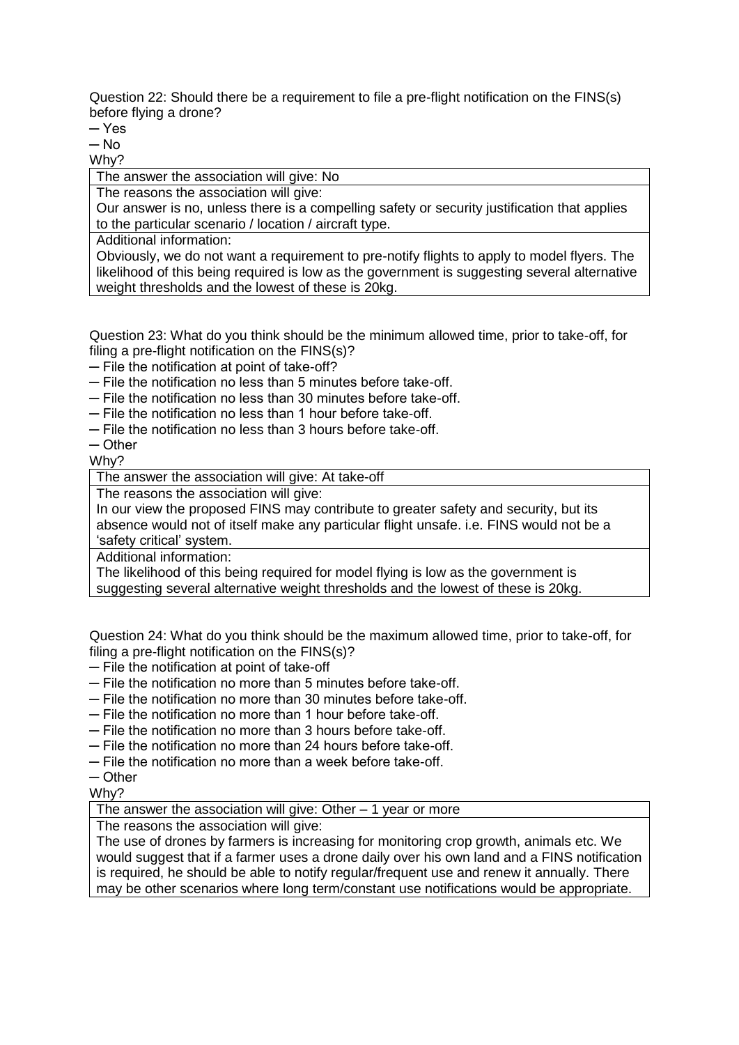Question 22: Should there be a requirement to file a pre-flight notification on the FINS(s) before flying a drone?

─ Yes
─ No

Why?

| The answer the association will give: No |
|---|
| The reasons the association will give:<br>Our answer is no, unless there is a compelling safety or security justification that applies to the particular scenario / location / aircraft type. |
| Additional information:<br>Obviously, we do not want a requirement to pre-notify flights to apply to model flyers. The likelihood of this being required is low as the government is suggesting several alternative weight thresholds and the lowest of these is 20kg. |

Question 23: What do you think should be the minimum allowed time, prior to take-off, for filing a pre-flight notification on the FINS(s)?

─ File the notification at point of take-off?
─ File the notification no less than 5 minutes before take-off.
─ File the notification no less than 30 minutes before take-off.
─ File the notification no less than 1 hour before take-off.
─ File the notification no less than 3 hours before take-off.
─ Other

Why?

| The answer the association will give: At take-off |
|---|
| The reasons the association will give:<br>In our view the proposed FINS may contribute to greater safety and security, but its absence would not of itself make any particular flight unsafe. i.e. FINS would not be a 'safety critical' system. |
| Additional information:<br>The likelihood of this being required for model flying is low as the government is suggesting several alternative weight thresholds and the lowest of these is 20kg. |

Question 24: What do you think should be the maximum allowed time, prior to take-off, for filing a pre-flight notification on the FINS(s)?

─ File the notification at point of take-off
─ File the notification no more than 5 minutes before take-off.
─ File the notification no more than 30 minutes before take-off.
─ File the notification no more than 1 hour before take-off.
─ File the notification no more than 3 hours before take-off.
─ File the notification no more than 24 hours before take-off.
─ File the notification no more than a week before take-off.
─ Other

Why?

| The answer the association will give: Other – 1 year or more |
|---|
| The reasons the association will give:<br>The use of drones by farmers is increasing for monitoring crop growth, animals etc. We would suggest that if a farmer uses a drone daily over his own land and a FINS notification is required, he should be able to notify regular/frequent use and renew it annually. There may be other scenarios where long term/constant use notifications would be appropriate. |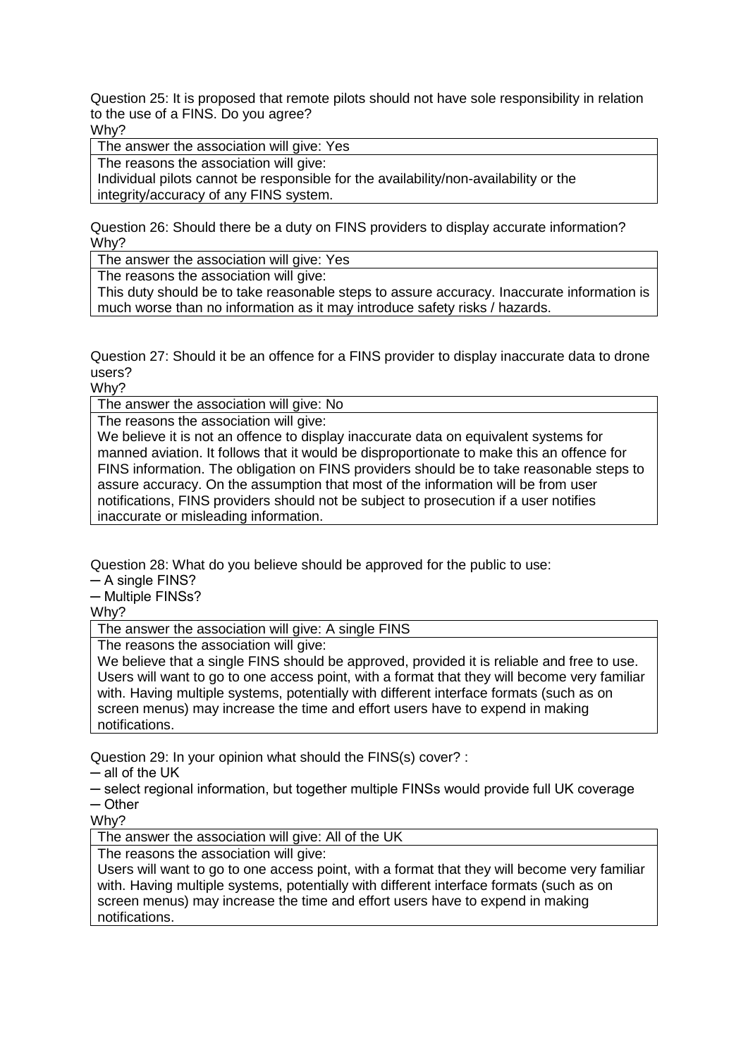Question 25: It is proposed that remote pilots should not have sole responsibility in relation to the use of a FINS. Do you agree?
Why?

| The answer the association will give: Yes |
| --- |
| The reasons the association will give:<br>Individual pilots cannot be responsible for the availability/non-availability or the integrity/accuracy of any FINS system. |

Question 26: Should there be a duty on FINS providers to display accurate information?
Why?

| The answer the association will give: Yes |
| --- |
| The reasons the association will give:<br>This duty should be to take reasonable steps to assure accuracy. Inaccurate information is much worse than no information as it may introduce safety risks / hazards. |

Question 27: Should it be an offence for a FINS provider to display inaccurate data to drone users?
Why?

| The answer the association will give: No |
| --- |
| The reasons the association will give:<br>We believe it is not an offence to display inaccurate data on equivalent systems for manned aviation. It follows that it would be disproportionate to make this an offence for FINS information. The obligation on FINS providers should be to take reasonable steps to assure accuracy. On the assumption that most of the information will be from user notifications, FINS providers should not be subject to prosecution if a user notifies inaccurate or misleading information. |

Question 28: What do you believe should be approved for the public to use:
─ A single FINS?
─ Multiple FINSs?
Why?

| The answer the association will give: A single FINS |
| --- |
| The reasons the association will give:<br>We believe that a single FINS should be approved, provided it is reliable and free to use. Users will want to go to one access point, with a format that they will become very familiar with. Having multiple systems, potentially with different interface formats (such as on screen menus) may increase the time and effort users have to expend in making notifications. |

Question 29: In your opinion what should the FINS(s) cover? :
─ all of the UK
─ select regional information, but together multiple FINSs would provide full UK coverage
─ Other
Why?

| The answer the association will give: All of the UK |
| --- |
| The reasons the association will give:<br>Users will want to go to one access point, with a format that they will become very familiar with. Having multiple systems, potentially with different interface formats (such as on screen menus) may increase the time and effort users have to expend in making notifications. |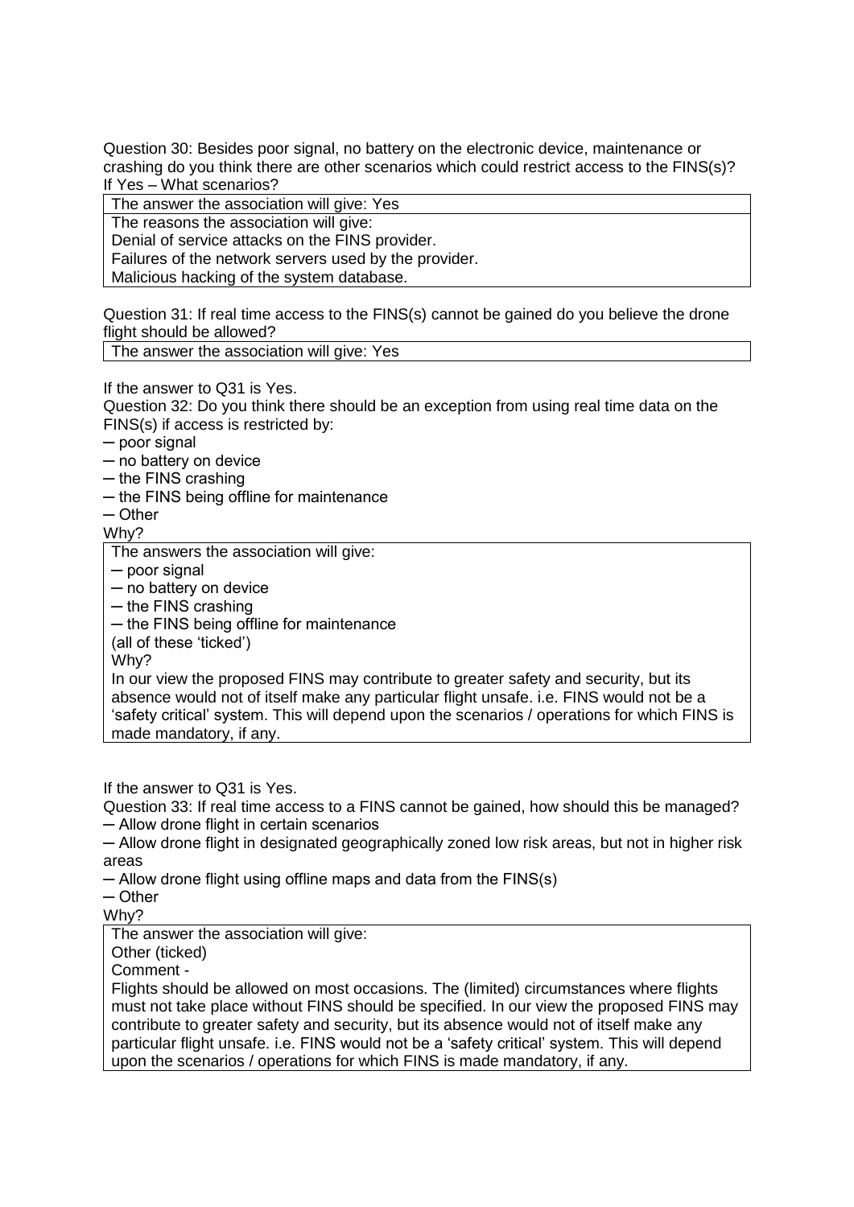Question 30: Besides poor signal, no battery on the electronic device, maintenance or crashing do you think there are other scenarios which could restrict access to the FINS(s)? If Yes – What scenarios?

| The answer the association will give: Yes |
|---|
| The reasons the association will give:<br>Denial of service attacks on the FINS provider.<br>Failures of the network servers used by the provider.<br>Malicious hacking of the system database. |

Question 31: If real time access to the FINS(s) cannot be gained do you believe the drone flight should be allowed?

| The answer the association will give: Yes |
|---|

If the answer to Q31 is Yes.

Question 32: Do you think there should be an exception from using real time data on the FINS(s) if access is restricted by:

─ poor signal
─ no battery on device
─ the FINS crashing
─ the FINS being offline for maintenance
─ Other

Why?

| The answers the association will give:<br>─ poor signal<br>─ no battery on device<br>─ the FINS crashing<br>─ the FINS being offline for maintenance<br>(all of these 'ticked')<br>Why?<br>In our view the proposed FINS may contribute to greater safety and security, but its absence would not of itself make any particular flight unsafe. i.e. FINS would not be a 'safety critical' system. This will depend upon the scenarios / operations for which FINS is made mandatory, if any. |
|---|

If the answer to Q31 is Yes.

Question 33: If real time access to a FINS cannot be gained, how should this be managed?

─ Allow drone flight in certain scenarios
─ Allow drone flight in designated geographically zoned low risk areas, but not in higher risk areas
─ Allow drone flight using offline maps and data from the FINS(s)
─ Other

Why?

| The answer the association will give:<br>Other (ticked)<br>Comment -<br>Flights should be allowed on most occasions. The (limited) circumstances where flights must not take place without FINS should be specified. In our view the proposed FINS may contribute to greater safety and security, but its absence would not of itself make any particular flight unsafe. i.e. FINS would not be a 'safety critical' system. This will depend upon the scenarios / operations for which FINS is made mandatory, if any. |
|---|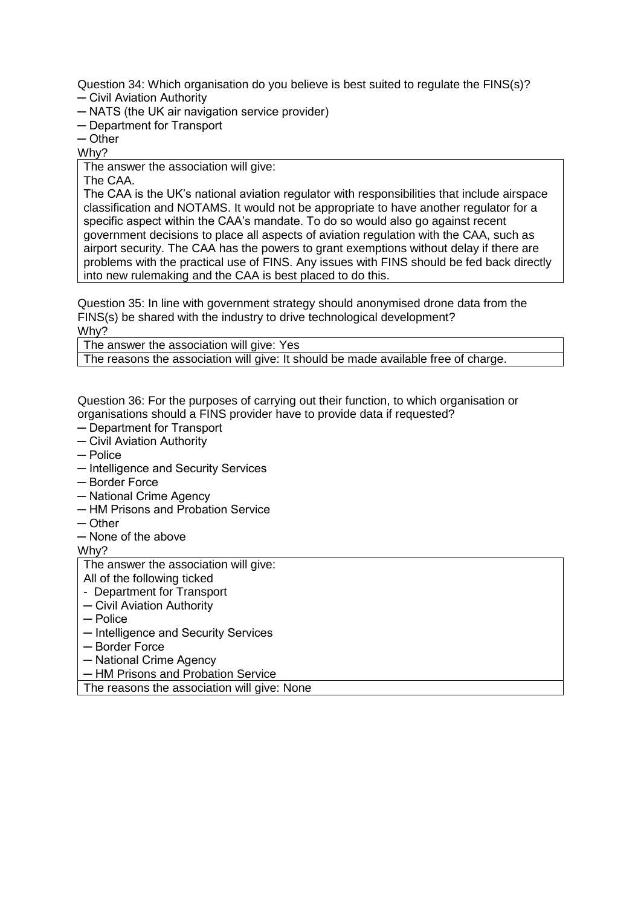Question 34: Which organisation do you believe is best suited to regulate the FINS(s)?

─ Civil Aviation Authority

─ NATS (the UK air navigation service provider)

─ Department for Transport

─ Other

Why?

| The answer the association will give: The CAA. The CAA is the UK's national aviation regulator with responsibilities that include airspace classification and NOTAMS. It would not be appropriate to have another regulator for a specific aspect within the CAA's mandate. To do so would also go against recent government decisions to place all aspects of aviation regulation with the CAA, such as airport security. The CAA has the powers to grant exemptions without delay if there are problems with the practical use of FINS. Any issues with FINS should be fed back directly into new rulemaking and the CAA is best placed to do this. |
| --- |

Question 35: In line with government strategy should anonymised drone data from the FINS(s) be shared with the industry to drive technological development?

Why?

| The answer the association will give: Yes |
| --- |
| The reasons the association will give: It should be made available free of charge. |

Question 36: For the purposes of carrying out their function, to which organisation or organisations should a FINS provider have to provide data if requested?

─ Department for Transport

─ Civil Aviation Authority

─ Police

─ Intelligence and Security Services

─ Border Force

─ National Crime Agency

─ HM Prisons and Probation Service

─ Other

─ None of the above

Why?

| The answer the association will give: All of the following ticked - Department for Transport ─ Civil Aviation Authority ─ Police ─ Intelligence and Security Services ─ Border Force ─ National Crime Agency ─ HM Prisons and Probation Service |
| --- |
| The reasons the association will give: None |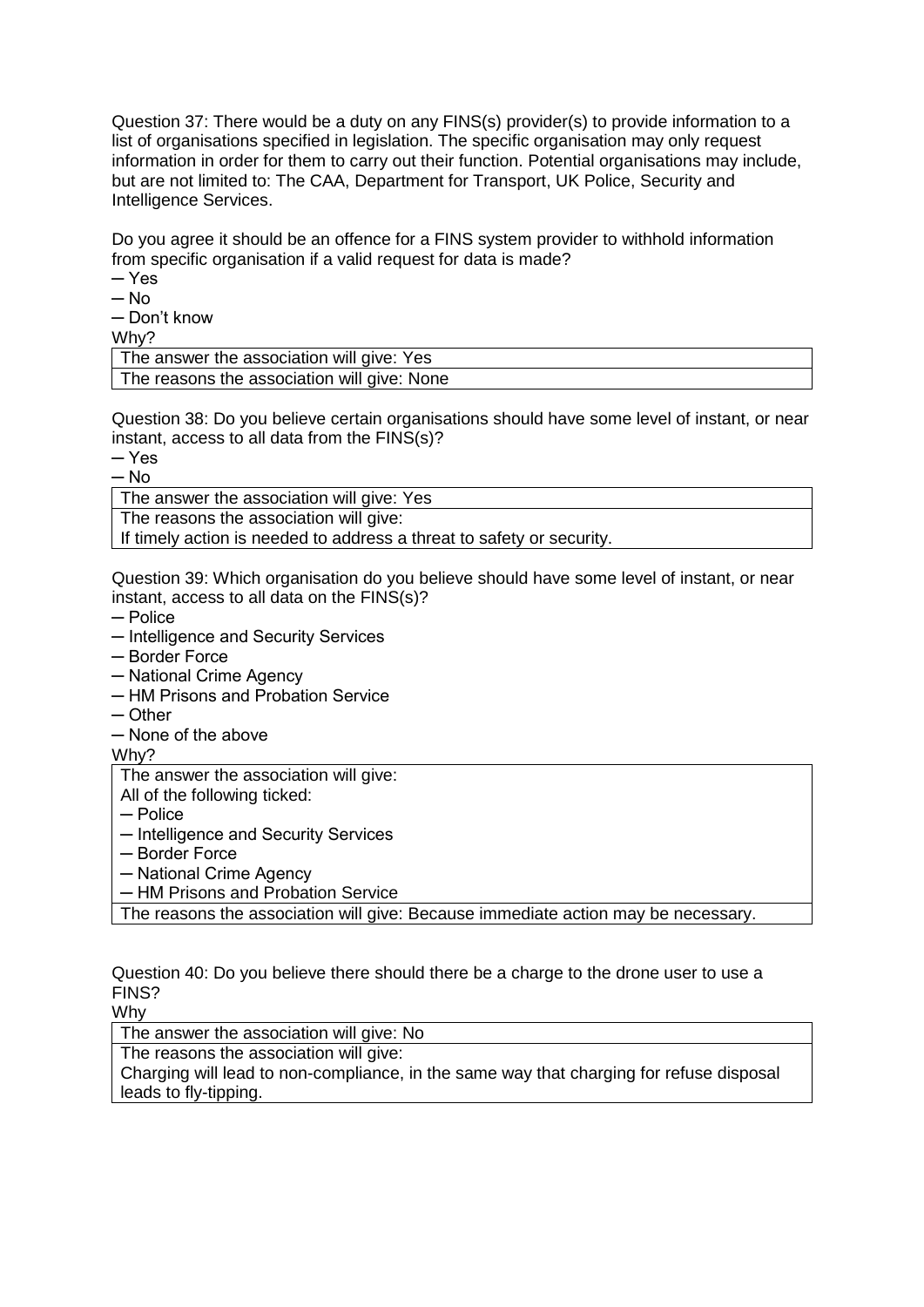Question 37: There would be a duty on any FINS(s) provider(s) to provide information to a list of organisations specified in legislation. The specific organisation may only request information in order for them to carry out their function. Potential organisations may include, but are not limited to: The CAA, Department for Transport, UK Police, Security and Intelligence Services.

Do you agree it should be an offence for a FINS system provider to withhold information from specific organisation if a valid request for data is made?

─ Yes
─ No
─ Don't know

Why?

| The answer the association will give: Yes |
|---|
| The reasons the association will give: None |

Question 38: Do you believe certain organisations should have some level of instant, or near instant, access to all data from the FINS(s)?

─ Yes
─ No

| The answer the association will give: Yes |
|---|
| The reasons the association will give:<br>If timely action is needed to address a threat to safety or security. |

Question 39: Which organisation do you believe should have some level of instant, or near instant, access to all data on the FINS(s)?

─ Police
─ Intelligence and Security Services
─ Border Force
─ National Crime Agency
─ HM Prisons and Probation Service
─ Other
─ None of the above

Why?

| The answer the association will give:<br>All of the following ticked:<br>─ Police<br>─ Intelligence and Security Services<br>─ Border Force<br>─ National Crime Agency<br>─ HM Prisons and Probation Service |
|---|
| The reasons the association will give: Because immediate action may be necessary. |

Question 40: Do you believe there should there be a charge to the drone user to use a FINS?

Why

| The answer the association will give: No |
|---|
| The reasons the association will give:<br>Charging will lead to non-compliance, in the same way that charging for refuse disposal leads to fly-tipping. |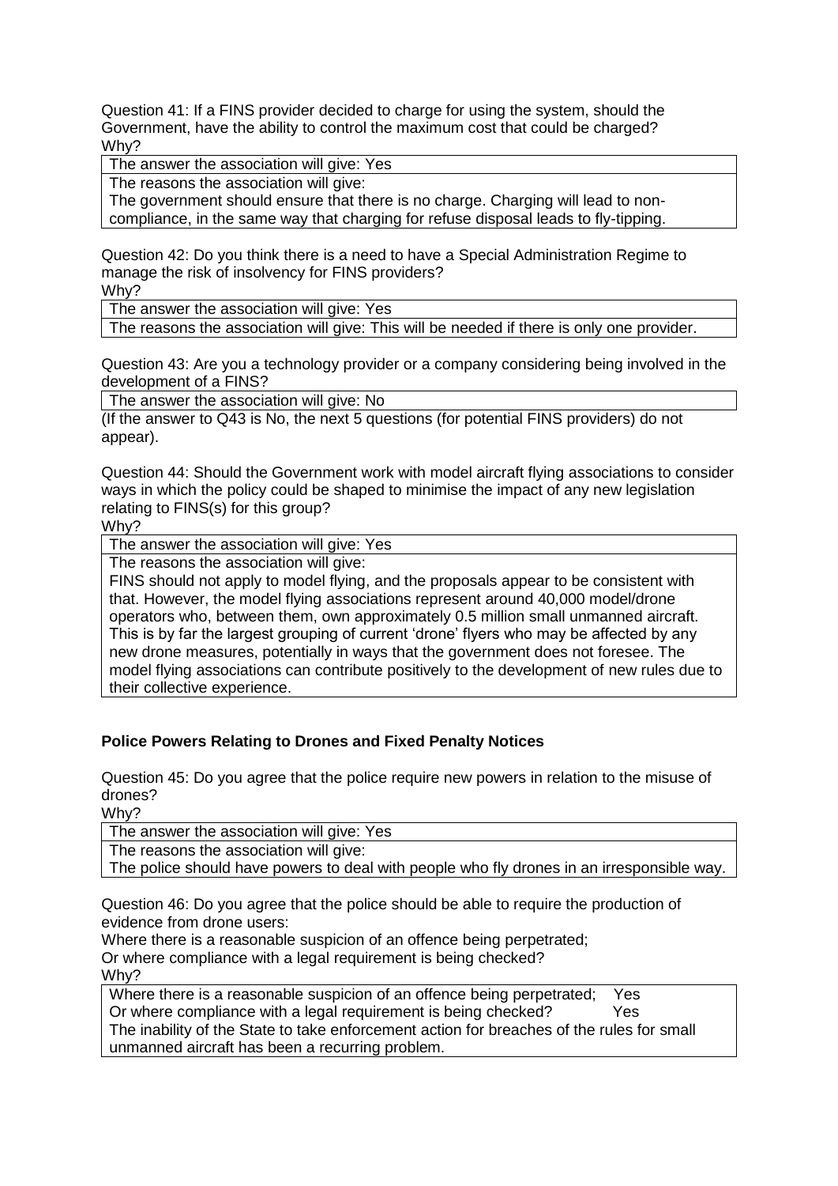Question 41: If a FINS provider decided to charge for using the system, should the Government, have the ability to control the maximum cost that could be charged?
Why?

| The answer the association will give: Yes |
|---|
| The reasons the association will give: The government should ensure that there is no charge. Charging will lead to non-compliance, in the same way that charging for refuse disposal leads to fly-tipping. |

Question 42: Do you think there is a need to have a Special Administration Regime to manage the risk of insolvency for FINS providers?
Why?

| The answer the association will give: Yes |
|---|
| The reasons the association will give: This will be needed if there is only one provider. |

Question 43: Are you a technology provider or a company considering being involved in the development of a FINS?

| The answer the association will give: No |
|---|

(If the answer to Q43 is No, the next 5 questions (for potential FINS providers) do not appear).

Question 44: Should the Government work with model aircraft flying associations to consider ways in which the policy could be shaped to minimise the impact of any new legislation relating to FINS(s) for this group?
Why?

| The answer the association will give: Yes |
|---|
| The reasons the association will give: FINS should not apply to model flying, and the proposals appear to be consistent with that. However, the model flying associations represent around 40,000 model/drone operators who, between them, own approximately 0.5 million small unmanned aircraft. This is by far the largest grouping of current 'drone' flyers who may be affected by any new drone measures, potentially in ways that the government does not foresee. The model flying associations can contribute positively to the development of new rules due to their collective experience. |

## Police Powers Relating to Drones and Fixed Penalty Notices

Question 45: Do you agree that the police require new powers in relation to the misuse of drones?
Why?

| The answer the association will give: Yes |
|---|
| The reasons the association will give: The police should have powers to deal with people who fly drones in an irresponsible way. |

Question 46: Do you agree that the police should be able to require the production of evidence from drone users:
Where there is a reasonable suspicion of an offence being perpetrated;
Or where compliance with a legal requirement is being checked?
Why?

| Where there is a reasonable suspicion of an offence being perpetrated; | Yes |
|---|---|
| Or where compliance with a legal requirement is being checked? | Yes |
| The inability of the State to take enforcement action for breaches of the rules for small unmanned aircraft has been a recurring problem. | |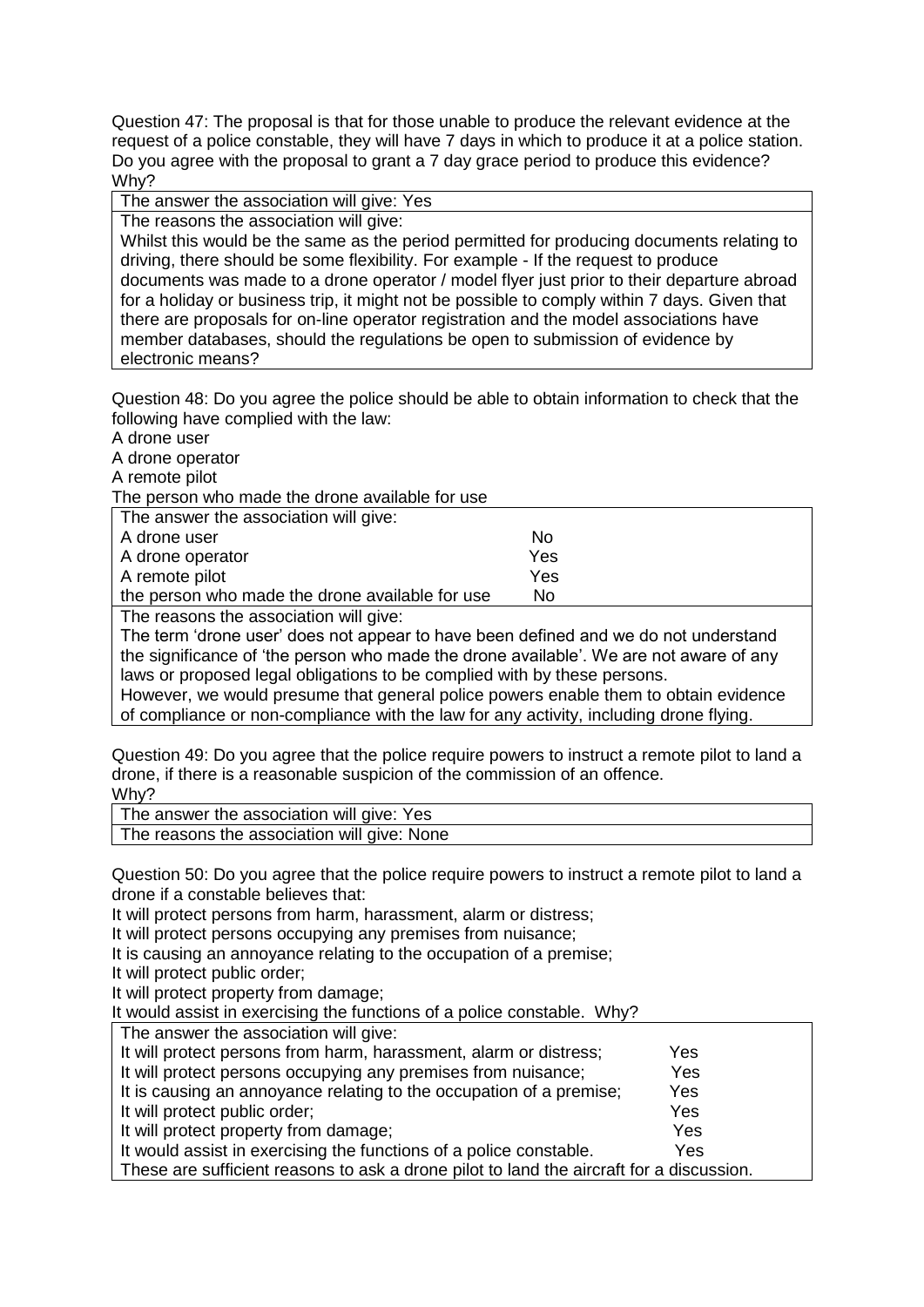Question 47: The proposal is that for those unable to produce the relevant evidence at the request of a police constable, they will have 7 days in which to produce it at a police station. Do you agree with the proposal to grant a 7 day grace period to produce this evidence? Why?

| The answer the association will give: Yes |
|---|
| The reasons the association will give:<br>Whilst this would be the same as the period permitted for producing documents relating to driving, there should be some flexibility. For example - If the request to produce documents was made to a drone operator / model flyer just prior to their departure abroad for a holiday or business trip, it might not be possible to comply within 7 days. Given that there are proposals for on-line operator registration and the model associations have member databases, should the regulations be open to submission of evidence by electronic means? |

Question 48: Do you agree the police should be able to obtain information to check that the following have complied with the law:

A drone user
A drone operator
A remote pilot
The person who made the drone available for use

| The answer the association will give: | |
|---|---|
| A drone user | No |
| A drone operator | Yes |
| A remote pilot | Yes |
| the person who made the drone available for use | No |
| The reasons the association will give:<br>The term 'drone user' does not appear to have been defined and we do not understand the significance of 'the person who made the drone available'. We are not aware of any laws or proposed legal obligations to be complied with by these persons.<br>However, we would presume that general police powers enable them to obtain evidence of compliance or non-compliance with the law for any activity, including drone flying. | |

Question 49: Do you agree that the police require powers to instruct a remote pilot to land a drone, if there is a reasonable suspicion of the commission of an offence.
Why?

| The answer the association will give: Yes |
|---|
| The reasons the association will give: None |

Question 50: Do you agree that the police require powers to instruct a remote pilot to land a drone if a constable believes that:

It will protect persons from harm, harassment, alarm or distress;
It will protect persons occupying any premises from nuisance;
It is causing an annoyance relating to the occupation of a premise;
It will protect public order;
It will protect property from damage;
It would assist in exercising the functions of a police constable. Why?

| The answer the association will give: | |
|---|---|
| It will protect persons from harm, harassment, alarm or distress; | Yes |
| It will protect persons occupying any premises from nuisance; | Yes |
| It is causing an annoyance relating to the occupation of a premise; | Yes |
| It will protect public order; | Yes |
| It will protect property from damage; | Yes |
| It would assist in exercising the functions of a police constable. | Yes |
| These are sufficient reasons to ask a drone pilot to land the aircraft for a discussion. | |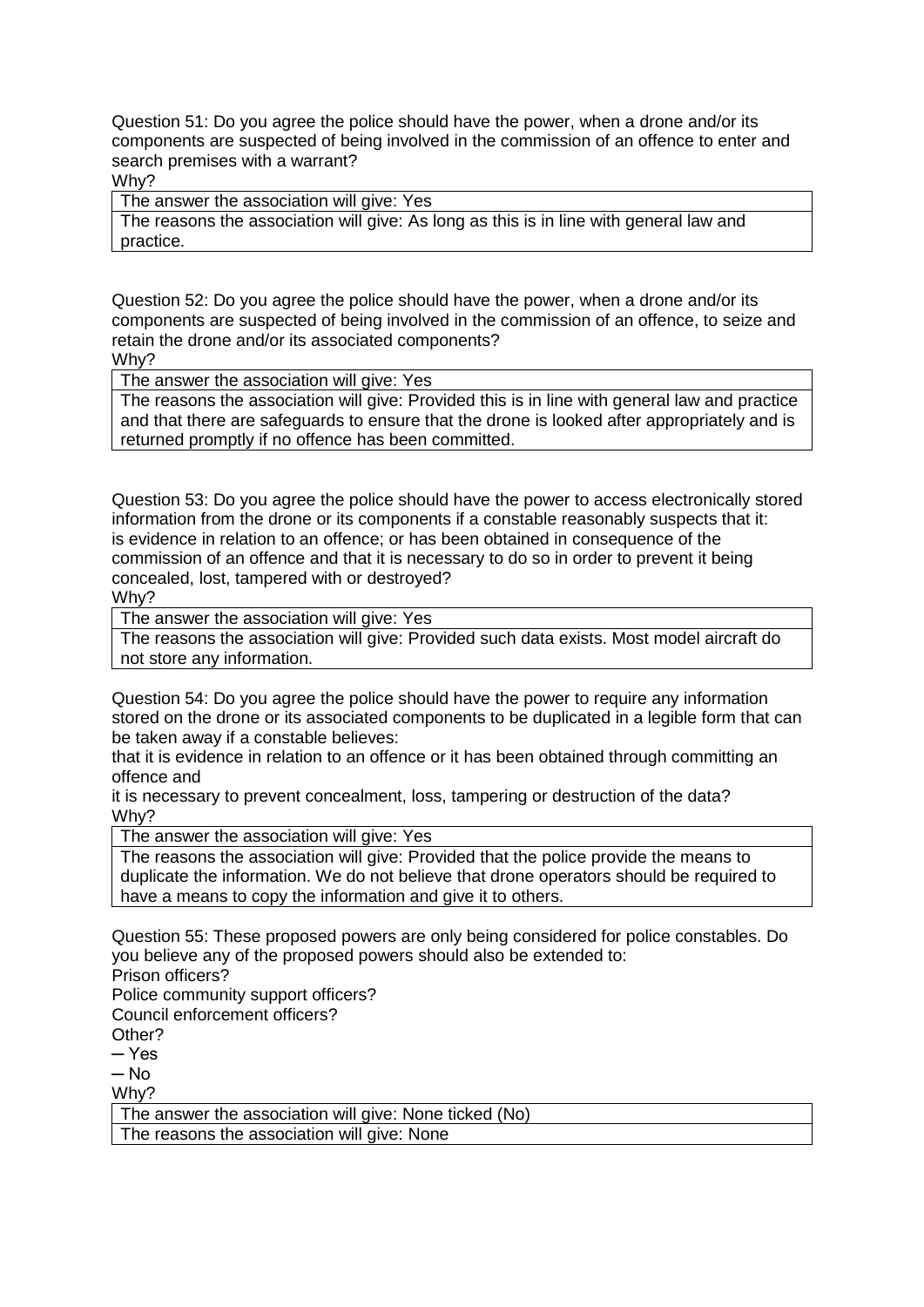Question 51: Do you agree the police should have the power, when a drone and/or its components are suspected of being involved in the commission of an offence to enter and search premises with a warrant?
Why?

| The answer the association will give: Yes |
|---|
| The reasons the association will give: As long as this is in line with general law and practice. |

Question 52: Do you agree the police should have the power, when a drone and/or its components are suspected of being involved in the commission of an offence, to seize and retain the drone and/or its associated components?
Why?

| The answer the association will give: Yes |
|---|
| The reasons the association will give: Provided this is in line with general law and practice and that there are safeguards to ensure that the drone is looked after appropriately and is returned promptly if no offence has been committed. |

Question 53: Do you agree the police should have the power to access electronically stored information from the drone or its components if a constable reasonably suspects that it: is evidence in relation to an offence; or has been obtained in consequence of the commission of an offence and that it is necessary to do so in order to prevent it being concealed, lost, tampered with or destroyed?
Why?

| The answer the association will give: Yes |
|---|
| The reasons the association will give: Provided such data exists. Most model aircraft do not store any information. |

Question 54: Do you agree the police should have the power to require any information stored on the drone or its associated components to be duplicated in a legible form that can be taken away if a constable believes:
that it is evidence in relation to an offence or it has been obtained through committing an offence and
it is necessary to prevent concealment, loss, tampering or destruction of the data?
Why?

| The answer the association will give: Yes |
|---|
| The reasons the association will give: Provided that the police provide the means to duplicate the information. We do not believe that drone operators should be required to have a means to copy the information and give it to others. |

Question 55: These proposed powers are only being considered for police constables. Do you believe any of the proposed powers should also be extended to:
Prison officers?
Police community support officers?
Council enforcement officers?
Other?
─ Yes
─ No
Why?

| The answer the association will give: None ticked (No) |
|---|
| The reasons the association will give: None |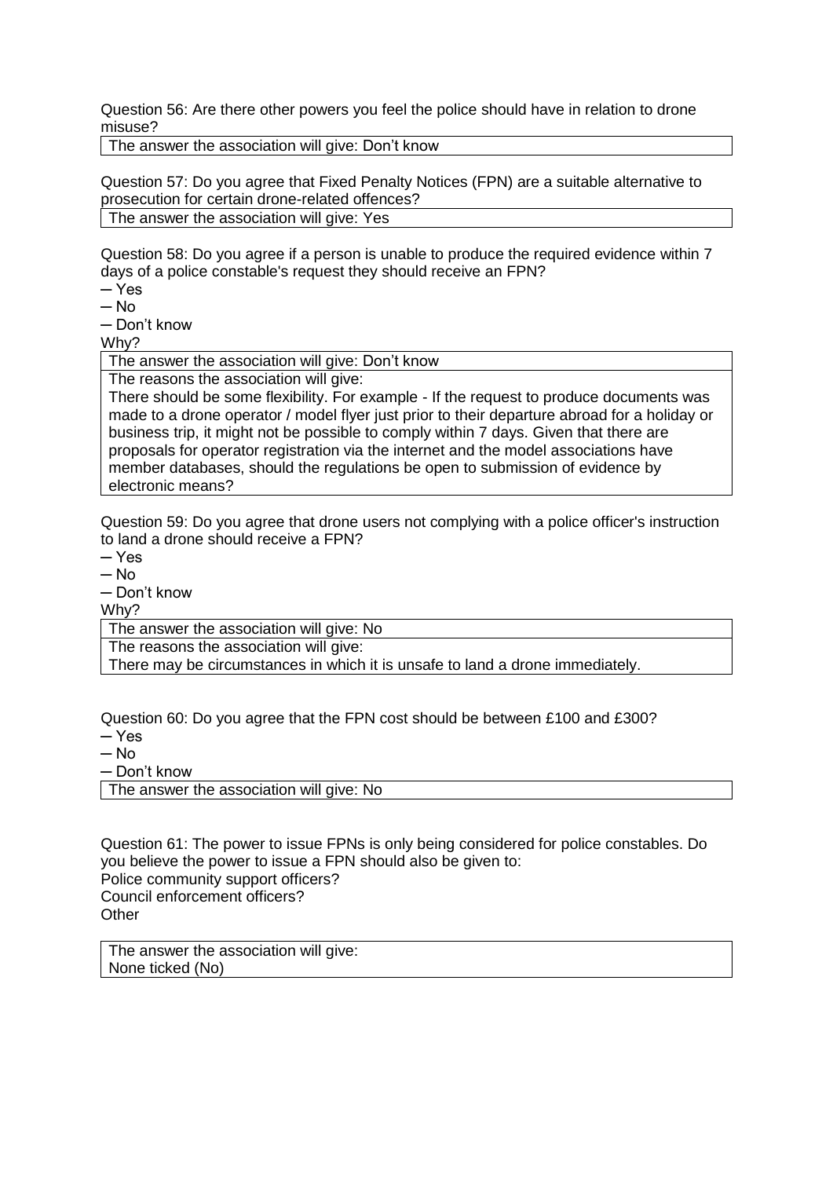Question 56: Are there other powers you feel the police should have in relation to drone misuse?

| The answer the association will give: Don’t know |
|---|

Question 57: Do you agree that Fixed Penalty Notices (FPN) are a suitable alternative to prosecution for certain drone-related offences?

| The answer the association will give: Yes |
|---|

Question 58: Do you agree if a person is unable to produce the required evidence within 7 days of a police constable's request they should receive an FPN?

─ Yes
─ No
─ Don’t know

Why?

| The answer the association will give: Don’t know |
|---|
| The reasons the association will give:<br>There should be some flexibility. For example - If the request to produce documents was made to a drone operator / model flyer just prior to their departure abroad for a holiday or business trip, it might not be possible to comply within 7 days. Given that there are proposals for operator registration via the internet and the model associations have member databases, should the regulations be open to submission of evidence by electronic means? |

Question 59: Do you agree that drone users not complying with a police officer's instruction to land a drone should receive a FPN?

─ Yes
─ No
─ Don’t know

Why?

| The answer the association will give: No |
|---|
| The reasons the association will give:<br>There may be circumstances in which it is unsafe to land a drone immediately. |

Question 60: Do you agree that the FPN cost should be between £100 and £300?

─ Yes
─ No
─ Don’t know

| The answer the association will give: No |
|---|

Question 61: The power to issue FPNs is only being considered for police constables. Do you believe the power to issue a FPN should also be given to:
Police community support officers?
Council enforcement officers?
Other

| The answer the association will give:<br>None ticked (No) |
|---|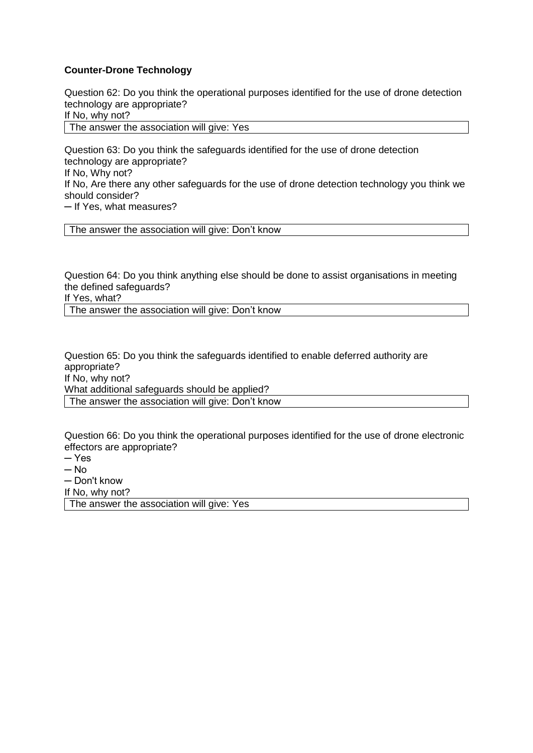**Counter-Drone Technology**

Question 62: Do you think the operational purposes identified for the use of drone detection technology are appropriate?
If No, why not?

| The answer the association will give: Yes |
|---|

Question 63: Do you think the safeguards identified for the use of drone detection technology are appropriate?
If No, Why not?
If No, Are there any other safeguards for the use of drone detection technology you think we should consider?
─ If Yes, what measures?

| The answer the association will give: Don't know |
|---|

Question 64: Do you think anything else should be done to assist organisations in meeting the defined safeguards?
If Yes, what?

| The answer the association will give: Don't know |
|---|

Question 65: Do you think the safeguards identified to enable deferred authority are appropriate?
If No, why not?
What additional safeguards should be applied?

| The answer the association will give: Don't know |
|---|

Question 66: Do you think the operational purposes identified for the use of drone electronic effectors are appropriate?
─ Yes
─ No
─ Don't know
If No, why not?

| The answer the association will give: Yes |
|---|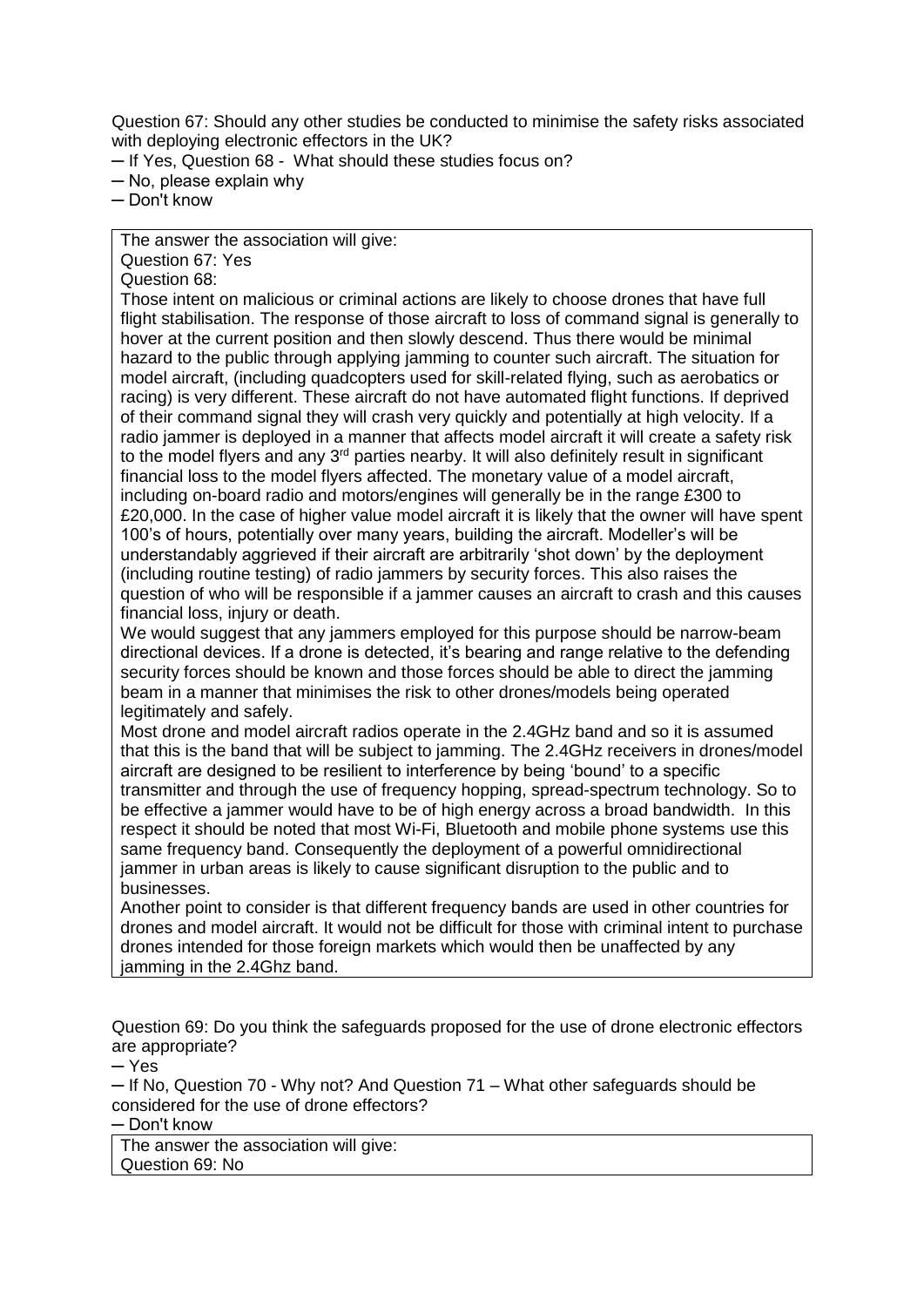Question 67: Should any other studies be conducted to minimise the safety risks associated with deploying electronic effectors in the UK?

─ If Yes, Question 68 - What should these studies focus on?
─ No, please explain why
─ Don't know

The answer the association will give:
Question 67: Yes
Question 68:
Those intent on malicious or criminal actions are likely to choose drones that have full flight stabilisation. The response of those aircraft to loss of command signal is generally to hover at the current position and then slowly descend. Thus there would be minimal hazard to the public through applying jamming to counter such aircraft. The situation for model aircraft, (including quadcopters used for skill-related flying, such as aerobatics or racing) is very different. These aircraft do not have automated flight functions. If deprived of their command signal they will crash very quickly and potentially at high velocity. If a radio jammer is deployed in a manner that affects model aircraft it will create a safety risk to the model flyers and any 3rd parties nearby. It will also definitely result in significant financial loss to the model flyers affected. The monetary value of a model aircraft, including on-board radio and motors/engines will generally be in the range £300 to £20,000. In the case of higher value model aircraft it is likely that the owner will have spent 100's of hours, potentially over many years, building the aircraft. Modeller's will be understandably aggrieved if their aircraft are arbitrarily 'shot down' by the deployment (including routine testing) of radio jammers by security forces. This also raises the question of who will be responsible if a jammer causes an aircraft to crash and this causes financial loss, injury or death.
We would suggest that any jammers employed for this purpose should be narrow-beam directional devices. If a drone is detected, it's bearing and range relative to the defending security forces should be known and those forces should be able to direct the jamming beam in a manner that minimises the risk to other drones/models being operated legitimately and safely.
Most drone and model aircraft radios operate in the 2.4GHz band and so it is assumed that this is the band that will be subject to jamming. The 2.4GHz receivers in drones/model aircraft are designed to be resilient to interference by being 'bound' to a specific transmitter and through the use of frequency hopping, spread-spectrum technology. So to be effective a jammer would have to be of high energy across a broad bandwidth. In this respect it should be noted that most Wi-Fi, Bluetooth and mobile phone systems use this same frequency band. Consequently the deployment of a powerful omnidirectional jammer in urban areas is likely to cause significant disruption to the public and to businesses.
Another point to consider is that different frequency bands are used in other countries for drones and model aircraft. It would not be difficult for those with criminal intent to purchase drones intended for those foreign markets which would then be unaffected by any jamming in the 2.4Ghz band.

Question 69: Do you think the safeguards proposed for the use of drone electronic effectors are appropriate?

─ Yes
─ If No, Question 70 - Why not? And Question 71 – What other safeguards should be considered for the use of drone effectors?
─ Don't know

The answer the association will give:
Question 69: No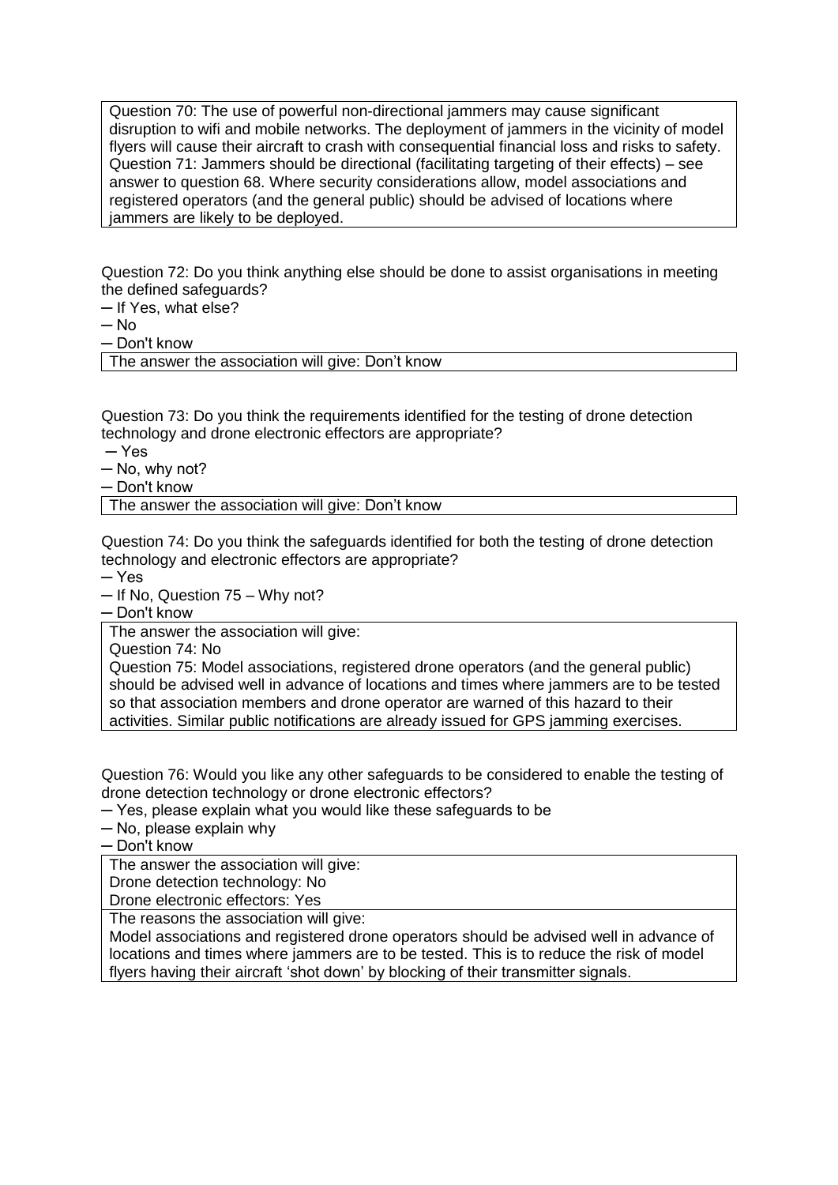Question 70: The use of powerful non-directional jammers may cause significant disruption to wifi and mobile networks. The deployment of jammers in the vicinity of model flyers will cause their aircraft to crash with consequential financial loss and risks to safety.
Question 71: Jammers should be directional (facilitating targeting of their effects) – see answer to question 68. Where security considerations allow, model associations and registered operators (and the general public) should be advised of locations where jammers are likely to be deployed.

Question 72: Do you think anything else should be done to assist organisations in meeting the defined safeguards?

─ If Yes, what else?
─ No
─ Don't know

The answer the association will give: Don't know

Question 73: Do you think the requirements identified for the testing of drone detection technology and drone electronic effectors are appropriate?

─ Yes
─ No, why not?
─ Don't know

The answer the association will give: Don't know

Question 74: Do you think the safeguards identified for both the testing of drone detection technology and electronic effectors are appropriate?

─ Yes
─ If No, Question 75 – Why not?
─ Don't know

The answer the association will give:
Question 74: No
Question 75: Model associations, registered drone operators (and the general public) should be advised well in advance of locations and times where jammers are to be tested so that association members and drone operator are warned of this hazard to their activities. Similar public notifications are already issued for GPS jamming exercises.

Question 76: Would you like any other safeguards to be considered to enable the testing of drone detection technology or drone electronic effectors?

─ Yes, please explain what you would like these safeguards to be
─ No, please explain why
─ Don't know

The answer the association will give:
Drone detection technology: No
Drone electronic effectors: Yes

The reasons the association will give:
Model associations and registered drone operators should be advised well in advance of locations and times where jammers are to be tested. This is to reduce the risk of model flyers having their aircraft 'shot down' by blocking of their transmitter signals.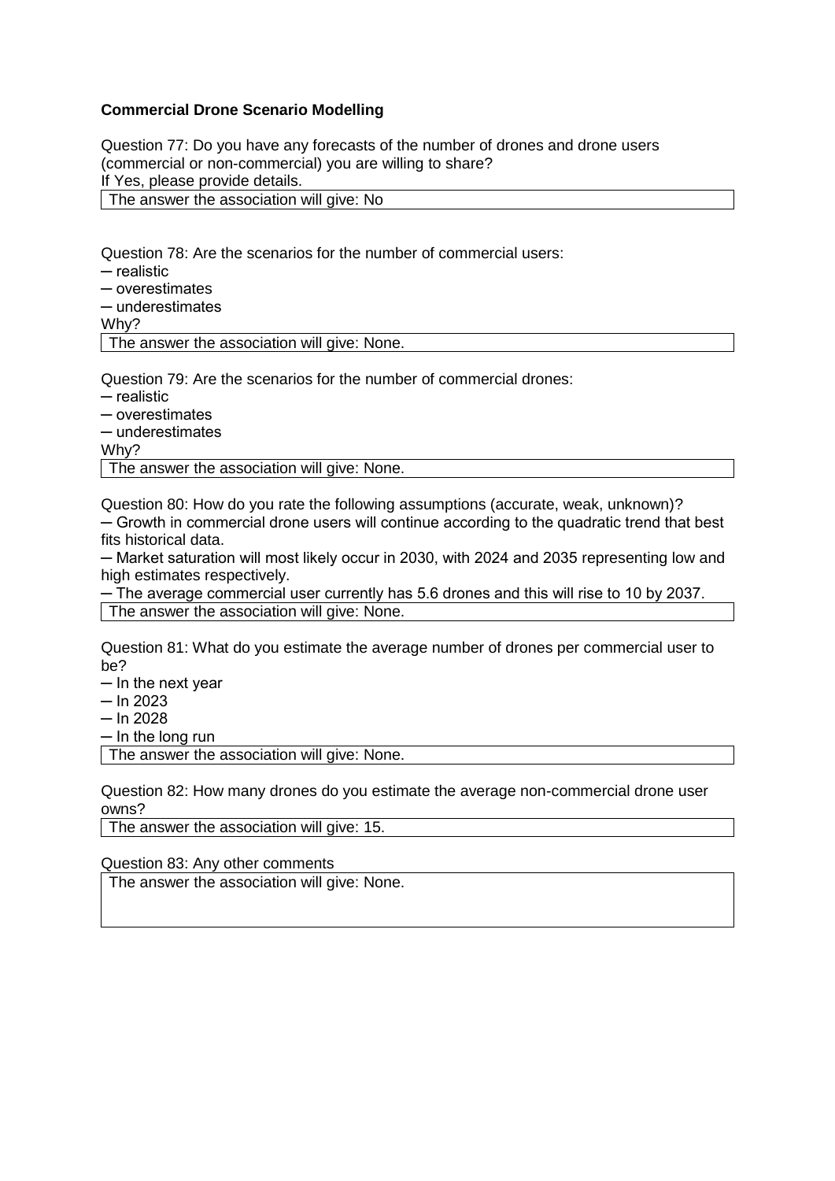**Commercial Drone Scenario Modelling**

Question 77: Do you have any forecasts of the number of drones and drone users (commercial or non-commercial) you are willing to share?
If Yes, please provide details.

| The answer the association will give: No |
|---|

Question 78: Are the scenarios for the number of commercial users:

- realistic
- overestimates
- underestimates

Why?

| The answer the association will give: None. |
|---|

Question 79: Are the scenarios for the number of commercial drones:

- realistic
- overestimates
- underestimates

Why?

| The answer the association will give: None. |
|---|

Question 80: How do you rate the following assumptions (accurate, weak, unknown)?

- Growth in commercial drone users will continue according to the quadratic trend that best fits historical data.
- Market saturation will most likely occur in 2030, with 2024 and 2035 representing low and high estimates respectively.
- The average commercial user currently has 5.6 drones and this will rise to 10 by 2037.

| The answer the association will give: None. |
|---|

Question 81: What do you estimate the average number of drones per commercial user to be?

- In the next year
- In 2023
- In 2028
- In the long run

| The answer the association will give: None. |
|---|

Question 82: How many drones do you estimate the average non-commercial drone user owns?

| The answer the association will give: 15. |
|---|

Question 83: Any other comments

| The answer the association will give: None. |
|---|